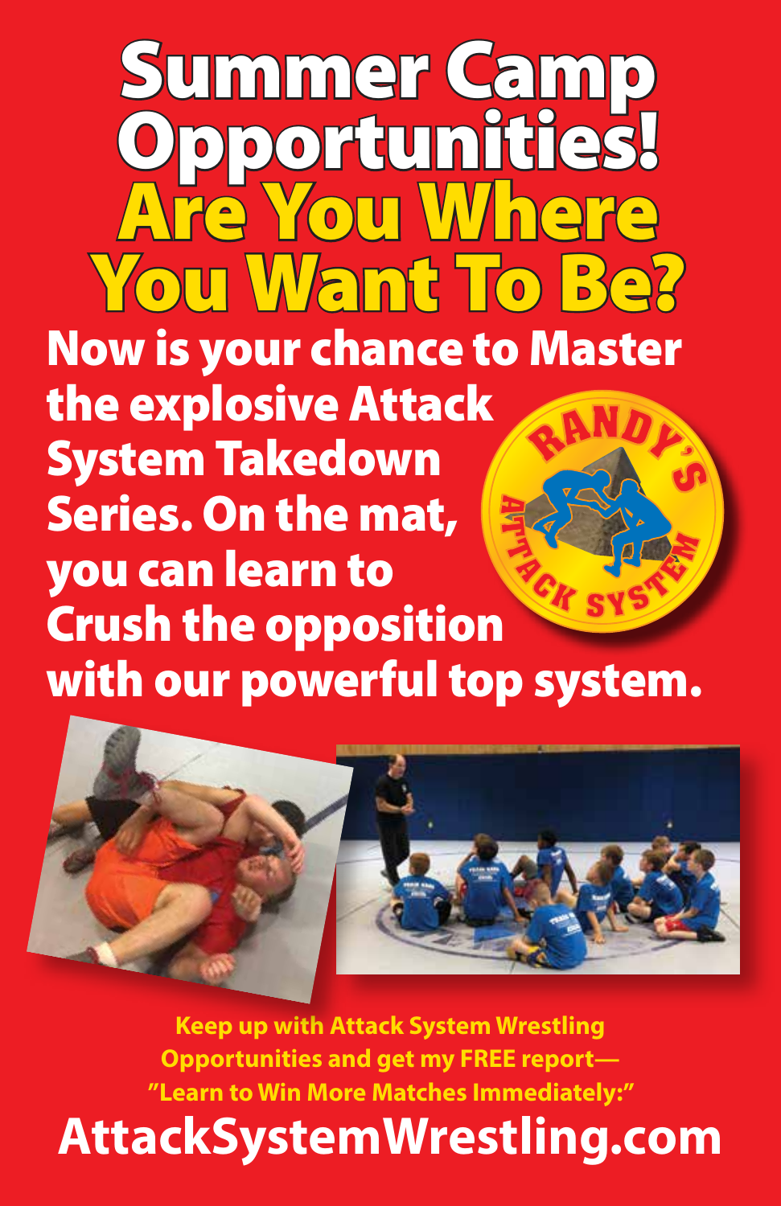# Summer Camp Opportunities!

## Are You Where You Want To Be?

**Now is your chance to Master the explosive Attack System Takedown Series. On the mat, you can learn to Crush the opposition with our powerful top system.**

RANDY'S ATTACK SYSTEM

**Keep up with Attack System Wrestling Opportunities and get my FREE report— "Learn to Win More Matches Immediately:"**

**AttackSystemWrestling.com**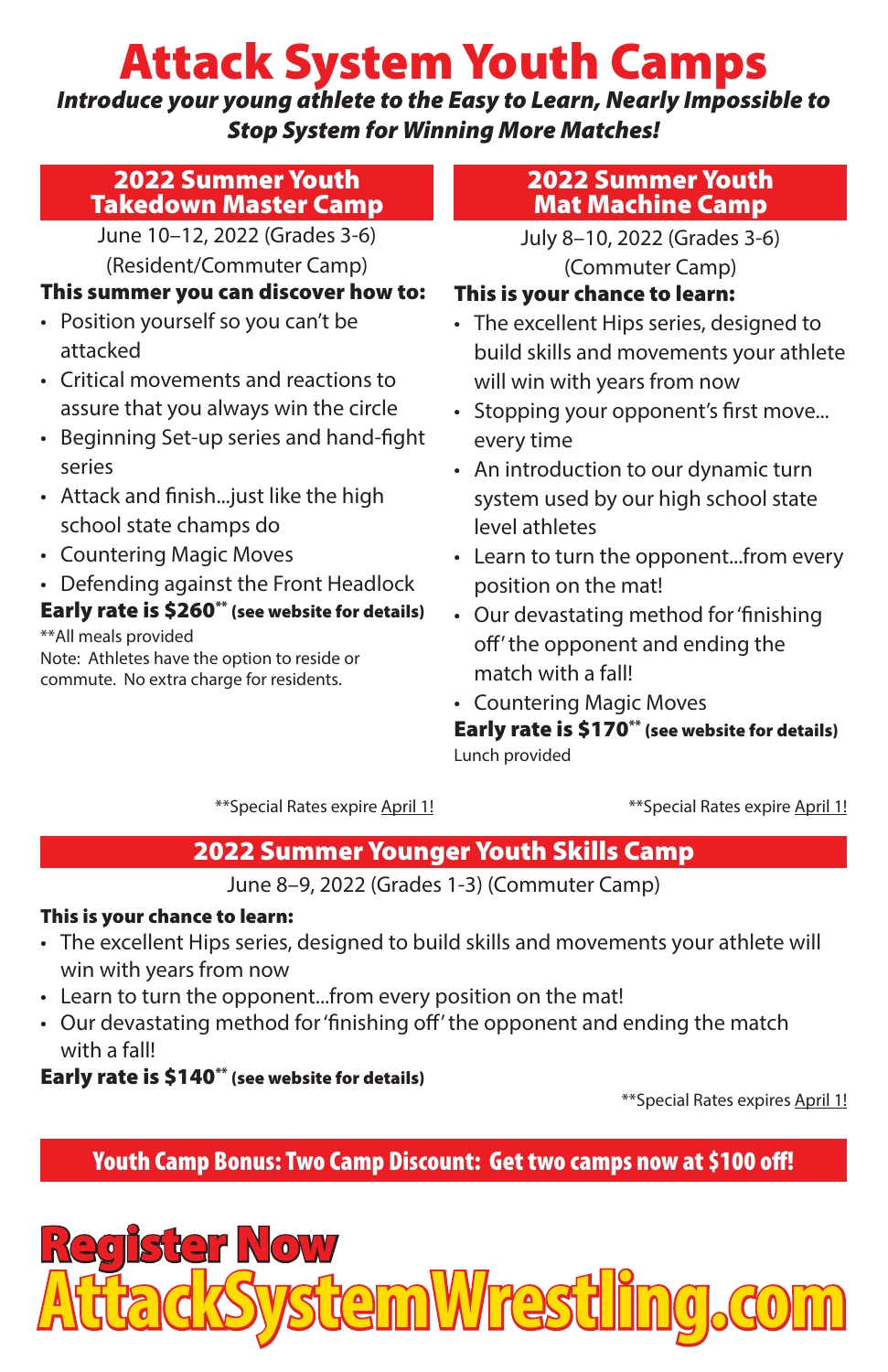# Attack System Youth Camps

***Introduce your young athlete to the Easy to Learn, Nearly Impossible to Stop System for Winning More Matches!***

## 2022 Summer Youth Takedown Master Camp

June 10–12, 2022 (Grades 3-6)
(Resident/Commuter Camp)

**This summer you can discover how to:**

- Position yourself so you can't be attacked
- Critical movements and reactions to assure that you always win the circle
- Beginning Set-up series and hand-fight series
- Attack and finish...just like the high school state champs do
- Countering Magic Moves
- Defending against the Front Headlock

**Early rate is $260\*\* (see website for details)**

\*\*All meals provided
Note: Athletes have the option to reside or commute. No extra charge for residents.

\*\*Special Rates expire April 1!

## 2022 Summer Youth Mat Machine Camp

July 8–10, 2022 (Grades 3-6)
(Commuter Camp)

**This is your chance to learn:**

- The excellent Hips series, designed to build skills and movements your athlete will win with years from now
- Stopping your opponent's first move... every time
- An introduction to our dynamic turn system used by our high school state level athletes
- Learn to turn the opponent...from every position on the mat!
- Our devastating method for 'finishing off' the opponent and ending the match with a fall!
- Countering Magic Moves

**Early rate is $170\*\* (see website for details)**

Lunch provided

\*\*Special Rates expire April 1!

## 2022 Summer Younger Youth Skills Camp

June 8–9, 2022 (Grades 1-3) (Commuter Camp)

**This is your chance to learn:**

- The excellent Hips series, designed to build skills and movements your athlete will win with years from now
- Learn to turn the opponent...from every position on the mat!
- Our devastating method for 'finishing off' the opponent and ending the match with a fall!

**Early rate is $140\*\* (see website for details)**

\*\*Special Rates expires April 1!

**Youth Camp Bonus: Two Camp Discount: Get two camps now at $100 off!**

# Register Now

# AttackSystemWrestling.com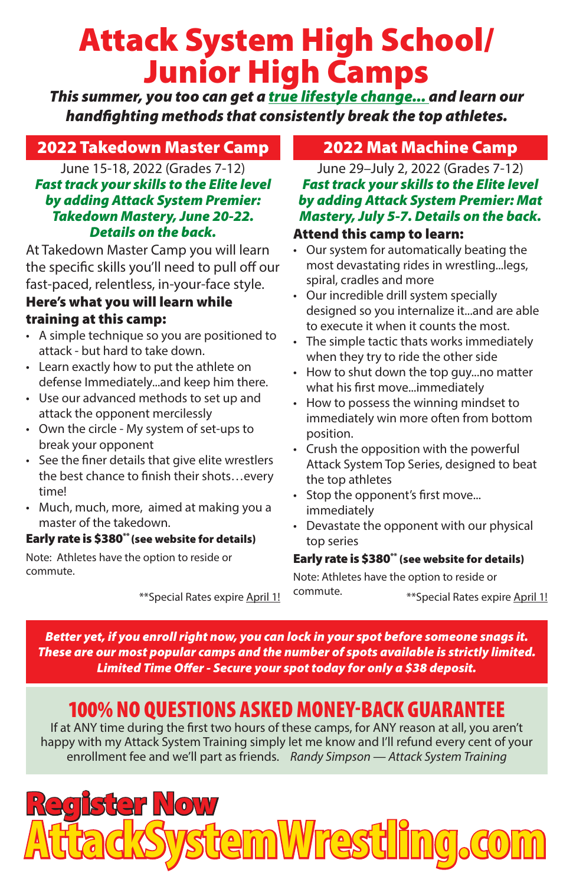# Attack System High School/ Junior High Camps

***This summer, you too can get a true lifestyle change... and learn our handfighting methods that consistently break the top athletes.***

## 2022 Takedown Master Camp

June 15-18, 2022 (Grades 7-12)

***Fast track your skills to the Elite level by adding Attack System Premier: Takedown Mastery, June 20-22. Details on the back.***

At Takedown Master Camp you will learn the specific skills you'll need to pull off our fast-paced, relentless, in-your-face style.

**Here's what you will learn while training at this camp:**

- A simple technique so you are positioned to attack - but hard to take down.
- Learn exactly how to put the athlete on defense Immediately...and keep him there.
- Use our advanced methods to set up and attack the opponent mercilessly
- Own the circle - My system of set-ups to break your opponent
- See the finer details that give elite wrestlers the best chance to finish their shots…every time!
- Much, much, more, aimed at making you a master of the takedown.

**Early rate is $380** (see website for details)**

Note: Athletes have the option to reside or commute.

**Special Rates expire April 1!

## 2022 Mat Machine Camp

June 29–July 2, 2022 (Grades 7-12)

***Fast track your skills to the Elite level by adding Attack System Premier: Mat Mastery, July 5-7. Details on the back.***

**Attend this camp to learn:**

- Our system for automatically beating the most devastating rides in wrestling...legs, spiral, cradles and more
- Our incredible drill system specially designed so you internalize it...and are able to execute it when it counts the most.
- The simple tactic thats works immediately when they try to ride the other side
- How to shut down the top guy...no matter what his first move...immediately
- How to possess the winning mindset to immediately win more often from bottom position.
- Crush the opposition with the powerful Attack System Top Series, designed to beat the top athletes
- Stop the opponent's first move... immediately
- Devastate the opponent with our physical top series

**Early rate is $380** (see website for details)**

Note: Athletes have the option to reside or commute.

**Special Rates expire April 1!

***Better yet, if you enroll right now, you can lock in your spot before someone snags it. These are our most popular camps and the number of spots available is strictly limited. Limited Time Offer - Secure your spot today for only a $38 deposit.***

## 100% NO QUESTIONS ASKED MONEY-BACK GUARANTEE

If at ANY time during the first two hours of these camps, for ANY reason at all, you aren't happy with my Attack System Training simply let me know and I'll refund every cent of your enrollment fee and we'll part as friends. *Randy Simpson — Attack System Training*

# Register Now

# AttackSystemWrestling.com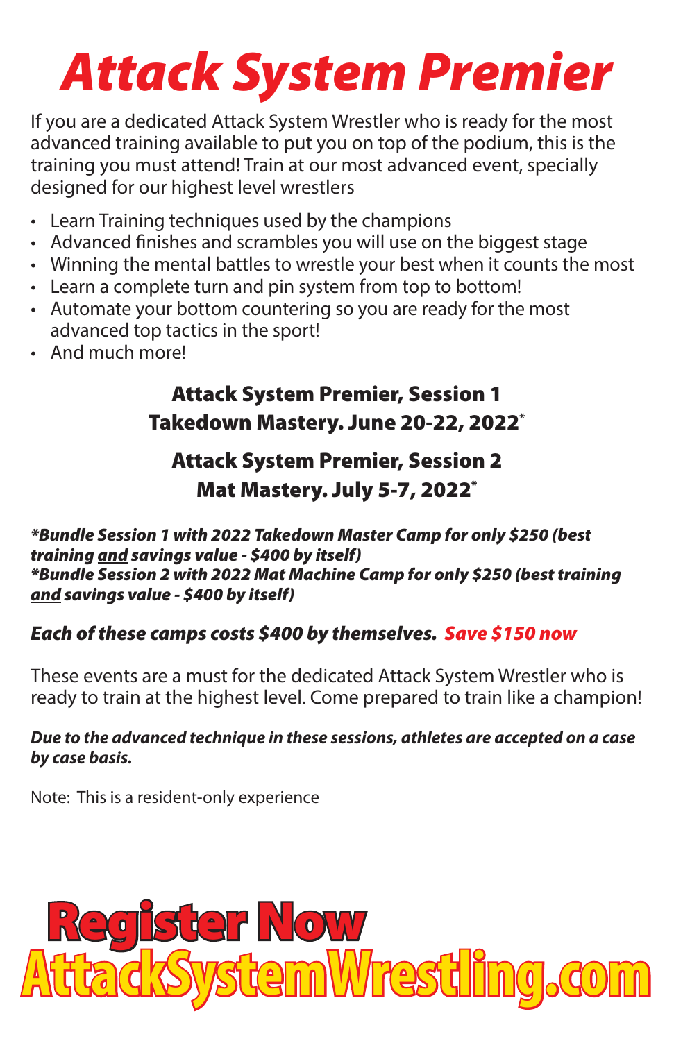# Attack System Premier

If you are a dedicated Attack System Wrestler who is ready for the most advanced training available to put you on top of the podium, this is the training you must attend! Train at our most advanced event, specially designed for our highest level wrestlers

- Learn Training techniques used by the champions
- Advanced finishes and scrambles you will use on the biggest stage
- Winning the mental battles to wrestle your best when it counts the most
- Learn a complete turn and pin system from top to bottom!
- Automate your bottom countering so you are ready for the most advanced top tactics in the sport!
- And much more!

**Attack System Premier, Session 1**
**Takedown Mastery. June 20-22, 2022***

**Attack System Premier, Session 2**
**Mat Mastery. July 5-7, 2022***

***\*Bundle Session 1 with 2022 Takedown Master Camp for only $250 (best training and savings value - $400 by itself)***
***\*Bundle Session 2 with 2022 Mat Machine Camp for only $250 (best training and savings value - $400 by itself)***

***Each of these camps costs $400 by themselves. Save $150 now***

These events are a must for the dedicated Attack System Wrestler who is ready to train at the highest level. Come prepared to train like a champion!

***Due to the advanced technique in these sessions, athletes are accepted on a case by case basis.***

Note: This is a resident-only experience

**Register Now**
**AttackSystemWrestling.com**